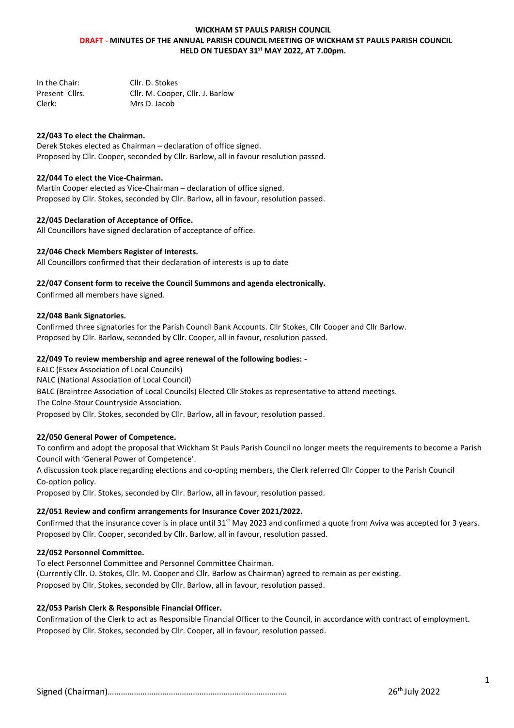**WICKHAM ST PAULS PARISH COUNCIL**

**DRAFT - MINUTES OF THE ANNUAL PARISH COUNCIL MEETING OF WICKHAM ST PAULS PARISH COUNCIL HELD ON TUESDAY 31st MAY 2022, AT 7.00pm.**

| | |
|---|---|
| In the Chair: | Cllr. D. Stokes |
| Present Cllrs. | Cllr. M. Cooper, Cllr. J. Barlow |
| Clerk: | Mrs D. Jacob |

**22/043 To elect the Chairman.**
Derek Stokes elected as Chairman – declaration of office signed.
Proposed by Cllr. Cooper, seconded by Cllr. Barlow, all in favour resolution passed.

**22/044 To elect the Vice-Chairman.**
Martin Cooper elected as Vice-Chairman – declaration of office signed.
Proposed by Cllr. Stokes, seconded by Cllr. Barlow, all in favour, resolution passed.

**22/045 Declaration of Acceptance of Office.**
All Councillors have signed declaration of acceptance of office.

**22/046 Check Members Register of Interests.**
All Councillors confirmed that their declaration of interests is up to date

**22/047 Consent form to receive the Council Summons and agenda electronically.**
Confirmed all members have signed.

**22/048 Bank Signatories.**
Confirmed three signatories for the Parish Council Bank Accounts. Cllr Stokes, Cllr Cooper and Cllr Barlow.
Proposed by Cllr. Barlow, seconded by Cllr. Cooper, all in favour, resolution passed.

**22/049 To review membership and agree renewal of the following bodies: -**
EALC (Essex Association of Local Councils)
NALC (National Association of Local Council)
BALC (Braintree Association of Local Councils) Elected Cllr Stokes as representative to attend meetings.
The Colne-Stour Countryside Association.
Proposed by Cllr. Stokes, seconded by Cllr. Barlow, all in favour, resolution passed.

**22/050 General Power of Competence.**
To confirm and adopt the proposal that Wickham St Pauls Parish Council no longer meets the requirements to become a Parish Council with 'General Power of Competence'.
A discussion took place regarding elections and co-opting members, the Clerk referred Cllr Copper to the Parish Council Co-option policy.
Proposed by Cllr. Stokes, seconded by Cllr. Barlow, all in favour, resolution passed.

**22/051 Review and confirm arrangements for Insurance Cover 2021/2022.**
Confirmed that the insurance cover is in place until 31st May 2023 and confirmed a quote from Aviva was accepted for 3 years.
Proposed by Cllr. Cooper, seconded by Cllr. Barlow, all in favour, resolution passed.

**22/052 Personnel Committee.**
To elect Personnel Committee and Personnel Committee Chairman.
(Currently Cllr. D. Stokes, Cllr. M. Cooper and Cllr. Barlow as Chairman) agreed to remain as per existing.
Proposed by Cllr. Stokes, seconded by Cllr. Barlow, all in favour, resolution passed.

**22/053 Parish Clerk & Responsible Financial Officer.**
Confirmation of the Clerk to act as Responsible Financial Officer to the Council, in accordance with contract of employment.
Proposed by Cllr. Stokes, seconded by Cllr. Cooper, all in favour, resolution passed.

Signed (Chairman)……………………………………………………………………… 26th July 2022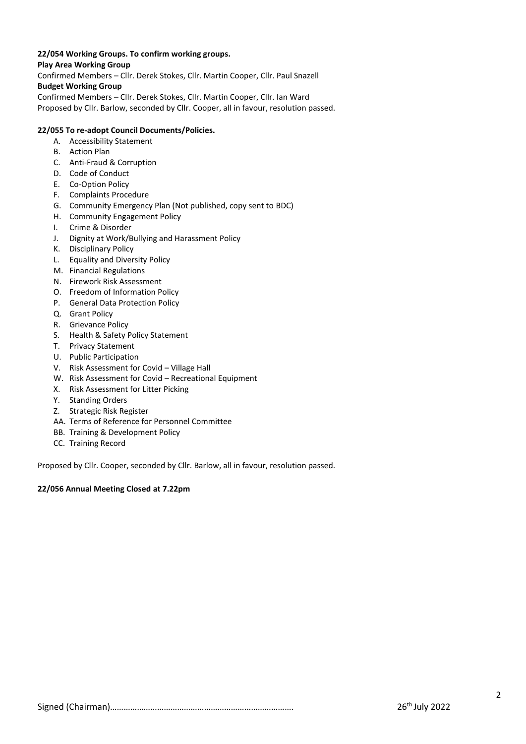**22/054 Working Groups. To confirm working groups.**

**Play Area Working Group**

Confirmed Members – Cllr. Derek Stokes, Cllr. Martin Cooper, Cllr. Paul Snazell

**Budget Working Group**

Confirmed Members – Cllr. Derek Stokes, Cllr. Martin Cooper, Cllr. Ian Ward

Proposed by Cllr. Barlow, seconded by Cllr. Cooper, all in favour, resolution passed.

**22/055 To re-adopt Council Documents/Policies.**

A. Accessibility Statement
B. Action Plan
C. Anti-Fraud & Corruption
D. Code of Conduct
E. Co-Option Policy
F. Complaints Procedure
G. Community Emergency Plan (Not published, copy sent to BDC)
H. Community Engagement Policy
I. Crime & Disorder
J. Dignity at Work/Bullying and Harassment Policy
K. Disciplinary Policy
L. Equality and Diversity Policy
M. Financial Regulations
N. Firework Risk Assessment
O. Freedom of Information Policy
P. General Data Protection Policy
Q. Grant Policy
R. Grievance Policy
S. Health & Safety Policy Statement
T. Privacy Statement
U. Public Participation
V. Risk Assessment for Covid – Village Hall
W. Risk Assessment for Covid – Recreational Equipment
X. Risk Assessment for Litter Picking
Y. Standing Orders
Z. Strategic Risk Register
AA. Terms of Reference for Personnel Committee
BB. Training & Development Policy
CC. Training Record

Proposed by Cllr. Cooper, seconded by Cllr. Barlow, all in favour, resolution passed.

**22/056 Annual Meeting Closed at 7.22pm**

Signed (Chairman)……………………………………………………………………… 26th July 2022